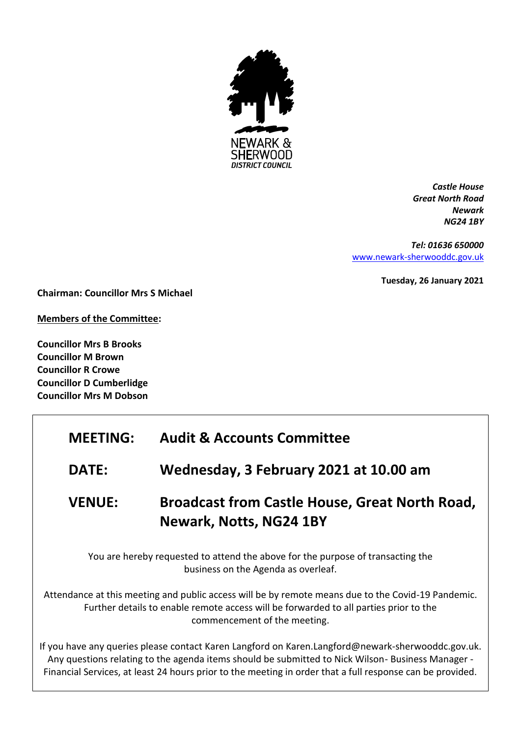NEWARK & SHERWOOD DISTRICT COUNCIL

*Castle House*
*Great North Road*
*Newark*
*NG24 1BY*

*Tel: 01636 650000*
[www.newark-sherwooddc.gov.uk](http://www.newark-sherwooddc.gov.uk)

**Tuesday, 26 January 2021**

**Chairman: Councillor Mrs S Michael**

**Members of the Committee:**

**Councillor Mrs B Brooks**
**Councillor M Brown**
**Councillor R Crowe**
**Councillor D Cumberlidge**
**Councillor Mrs M Dobson**

| | |
|---|---|
| **MEETING:** | **Audit & Accounts Committee** |
| **DATE:** | **Wednesday, 3 February 2021 at 10.00 am** |
| **VENUE:** | **Broadcast from Castle House, Great North Road, Newark, Notts, NG24 1BY** |

You are hereby requested to attend the above for the purpose of transacting the business on the Agenda as overleaf.

Attendance at this meeting and public access will be by remote means due to the Covid-19 Pandemic. Further details to enable remote access will be forwarded to all parties prior to the commencement of the meeting.

If you have any queries please contact Karen Langford on Karen.Langford@newark-sherwooddc.gov.uk. Any questions relating to the agenda items should be submitted to Nick Wilson- Business Manager - Financial Services, at least 24 hours prior to the meeting in order that a full response can be provided.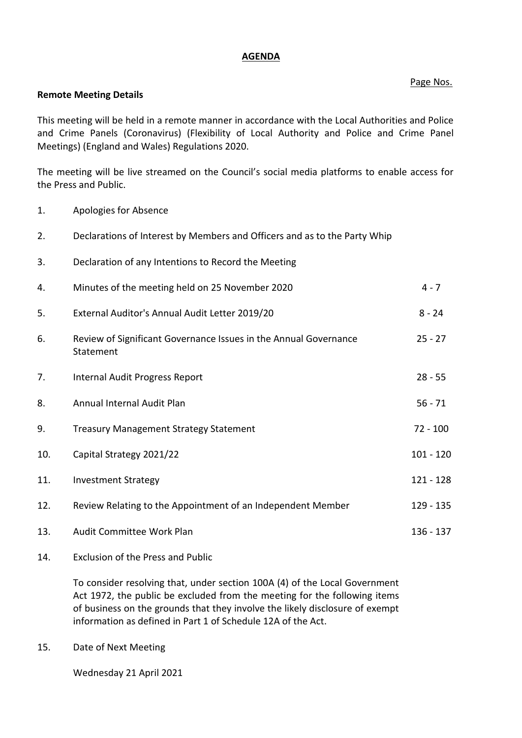# AGENDA

Page Nos.

**Remote Meeting Details**

This meeting will be held in a remote manner in accordance with the Local Authorities and Police and Crime Panels (Coronavirus) (Flexibility of Local Authority and Police and Crime Panel Meetings) (England and Wales) Regulations 2020.

The meeting will be live streamed on the Council's social media platforms to enable access for the Press and Public.

| | | |
|---|---|---|
| 1. | Apologies for Absence | |
| 2. | Declarations of Interest by Members and Officers and as to the Party Whip | |
| 3. | Declaration of any Intentions to Record the Meeting | |
| 4. | Minutes of the meeting held on 25 November 2020 | 4 - 7 |
| 5. | External Auditor's Annual Audit Letter 2019/20 | 8 - 24 |
| 6. | Review of Significant Governance Issues in the Annual Governance Statement | 25 - 27 |
| 7. | Internal Audit Progress Report | 28 - 55 |
| 8. | Annual Internal Audit Plan | 56 - 71 |
| 9. | Treasury Management Strategy Statement | 72 - 100 |
| 10. | Capital Strategy 2021/22 | 101 - 120 |
| 11. | Investment Strategy | 121 - 128 |
| 12. | Review Relating to the Appointment of an Independent Member | 129 - 135 |
| 13. | Audit Committee Work Plan | 136 - 137 |
| 14. | Exclusion of the Press and Public | |

To consider resolving that, under section 100A (4) of the Local Government Act 1972, the public be excluded from the meeting for the following items of business on the grounds that they involve the likely disclosure of exempt information as defined in Part 1 of Schedule 12A of the Act.

15. Date of Next Meeting

Wednesday 21 April 2021